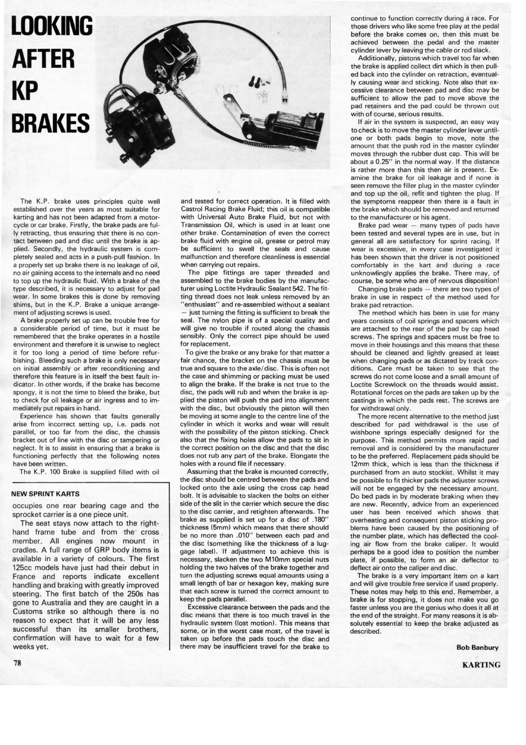# LOOKING AFTER KP BRAKES

The K.P. brake uses principles quite well established over the years as most suitable for karting and has not been adapted from a motorcycle or car brake. Firstly, the brake pads are fully retracting, thus ensuring that there is no contact between pad and disc until the brake is applied. Secondly, the hydraulic system is completely sealed and acts in a push-pull fashion. In a properly set up brake there is no leakage of oil, no air gaining access to the internals and no need to top up the hydraulic fluid. With a brake of the type described, it is necessary to adjust for pad wear. In some brakes this is done by removing shims, but in the K.P. Brake a unique arrangement of adjusting screws is used.

A brake properly set up can be trouble free for a considerable period of time, but it must be remembered that the brake operates in a hostile environment and therefore it is unwise to neglect it for too long a period of time before refurbishing. Bleeding such a brake is only necessary on initial assembly or after reconditioning and therefore this feature is in itself the best fault indicator. In other words, if the brake has become spongy, it is not the time to bleed the brake, but to check for oil leakage or air ingress and to immediately put repairs in hand.

Experience has shown that faults generally arise from incorrect setting up, i.e. pads not parallel, or too far from the disc, the chassis bracket out of line with the disc or tampering or neglect. It is to assist in ensuring that a brake is functioning perfectly that the following notes have been written.

The K.P. 100 Brake is supplied filled with oil and tested for correct operation. It is filled with Castrol Racing Brake Fluid; this oil is compatible with Universal Auto Brake Fluid, but not with Transmission Oil, which is used in at least one other brake. Contamination of even the correct brake fluid with engine oil, grease or petrol may be sufficient to swell the seals and cause malfunction and therefore cleanliness is essential when carrying out repairs.

The pipe fittings are taper threaded and assembled to the brake bodies by the manufacturer using Loctite Hydraulic Sealant 542. The fitting thread does not leak unless removed by an "enthusiast" and re-assembled without a sealant — just turning the fitting is sufficient to break the seal. The nylon pipe is of a special quality and will give no trouble if routed along the chassis sensibly. Only the correct pipe should be used for replacement.

To give the brake or any brake for that matter a fair chance, the bracket on the chassis must be true and square to the axle/disc. This is often not the case and shimming or packing must be used to align the brake. If the brake is not true to the disc, the pads will rub and when the brake is applied the piston will push the pad into alignment with the disc, but obviously the piston will then be moving at some angle to the centre line of the cylinder in which it works and wear will result with the possibility of the piston sticking. Check also that the fixing holes allow the pads to sit in the correct position on the disc and that the disc does not rub any part of the brake. Elongate the holes with a round file if necessary.

Assuming that the brake is mounted correctly, the disc should be centred between the pads and locked onto the axle using the cross cap head bolt. It is advisable to slacken the bolts on either side of the slit in the carrier which secure the disc to the disc carrier, and retighten afterwards. The brake as supplied is set up for a disc of .180" thickness (5mm) which means that there should be no more than .010" between each pad and the disc (something like the thickness of a luggage label). If adjustment to achieve this is necessary, slacken the two M10mm special nuts holding the two halves of the brake together and turn the adjusting screws equal amounts using a small length of bar or hexagon key, making sure that each screw is turned the correct amount to keep the pads parallel.

Excessive clearance between the pads and the disc means that there is too much travel in the hydraulic system (lost motion). This means that some, or in the worst case most, of the travel is taken up before the pads touch the disc and there may be insufficient travel for the brake to continue to function correctly during a race. For those drivers who like some free play at the pedal before the brake comes on, then this must be achieved between the pedal and the master cylinder lever by leaving the cable or rod slack.

Additionally, pistons which travel too far when the brake is applied collect dirt which is then pulled back into the cylinder on retraction, eventually causing wear and sticking. Note also that excessive clearance between pad and disc may be sufficient to allow the pad to move above the pad retainers and the pad could be thrown out with of course, serious results.

If air in the system is suspected, an easy way to check is to move the master cylinder lever until one or both pads begin to move, note the amount that the push rod in the master cylinder moves through the rubber dust cap. This will be about a 0.25" in the normal way. If the distance is rather more than this then air is present. Examine the brake for oil leakage and if none is seen remove the filler plug in the master cylinder and top up the oil, refit and tighten the plug. If the symptoms reappear then there is a fault in the brake which should be removed and returned to the manufacturer or his agent.

Brake pad wear — many types of pads have been tested and several types are in use, but in general all are satisfactory for sprint racing. If wear is excessive, in every case investigated it has been shown that the driver is not positioned comfortably in the kart and during a race unknowingly applies the brake. There may, of course, be some who are of nervous disposition!

Changing brake pads — there are two types of brake in use in respect of the method used for brake pad retraction.

The method which has been in use for many years consists of coil springs and spacers which are attached to the rear of the pad by cap head screws. The springs and spacers must be free to move in their housings and this means that these should be cleaned and lightly greased at least when changing pads or as dictated by track conditions. Care must be taken to see that the screws do not come loose and a small amount of Loctite Screwlock on the threads would assist. Rotational forces on the pads are taken up by the castings in which the pads rest. The screws are for withdrawal only.

The more recent alternative to the method just described for pad withdrawal is the use of wishbone springs especially designed for the purpose. This method permits more rapid pad removal and is considered by the manufacturer to be the preferred. Replacement pads should be 12mm thick, which is less than the thickness if purchased from an auto stockist. Whilst it may be possible to fit thicker pads the adjuster screws will not be engaged by the necessary amount. Do bed pads in by moderate braking when they are new. Recently, advice from an experienced user has been received which shows that overheating and consequent piston sticking problems have been caused by the positioning of the number plate, which has deflected the cooling air flow from the brake caliper. It would perhaps be a good idea to position the number plate, if possible, to form an air deflector to deflect air onto the caliper and disc.

The brake is a very important item on a kart and will give trouble free service if used properly. These notes may help to this end. Remember, a brake is for stopping, it does not make you go faster unless you are the genius who does it all at the end of the straight. For many reasons it is absolutely essential to keep the brake adjusted as described.

**Bob Banbury**

---

**NEW SPRINT KARTS**

occupies one rear bearing cage and the sprocket carrier is a one piece unit.

The seat stays now attach to the right-hand frame tube and from the cross member. All engines now mount in cradles. A full range of GRP body items is available in a variety of colours. The first 125cc models have just had their debut in France and reports indicate excellent handling and braking with greatly improved steering. The first batch of the 250s has gone to Australia and they are caught in a Customs strike so although there is no reason to expect that it will be any less successful than its smaller brothers, confirmation will have to wait for a few weeks yet.